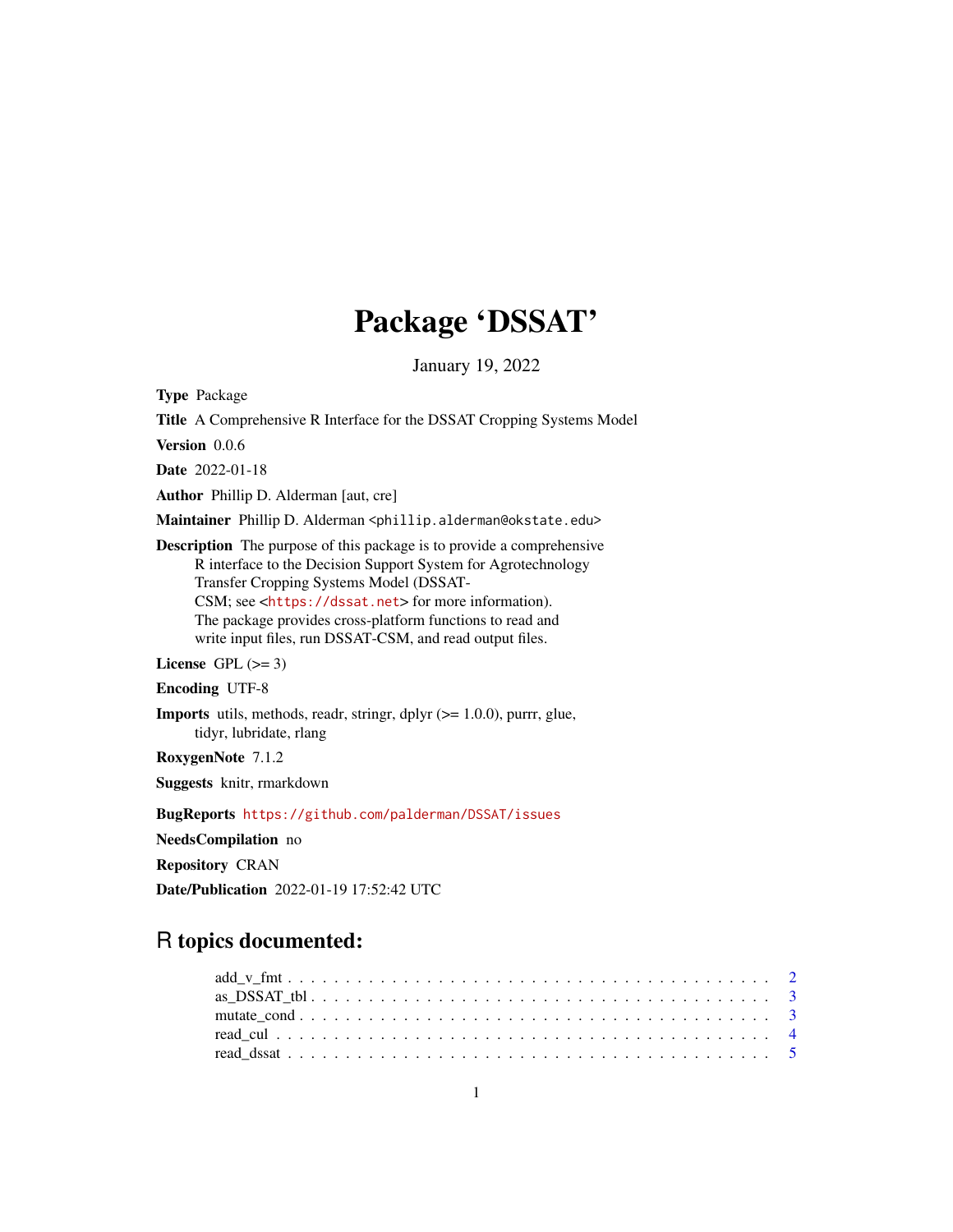# Package 'DSSAT'

January 19, 2022

**Type** Package

**Title** A Comprehensive R Interface for the DSSAT Cropping Systems Model

**Version** 0.0.6

**Date** 2022-01-18

**Author** Phillip D. Alderman [aut, cre]

**Maintainer** Phillip D. Alderman <phillip.alderman@okstate.edu>

**Description** The purpose of this package is to provide a comprehensive R interface to the Decision Support System for Agrotechnology Transfer Cropping Systems Model (DSSAT-CSM; see <https://dssat.net> for more information). The package provides cross-platform functions to read and write input files, run DSSAT-CSM, and read output files.

**License** GPL (>= 3)

**Encoding** UTF-8

**Imports** utils, methods, readr, stringr, dplyr (>= 1.0.0), purrr, glue, tidyr, lubridate, rlang

**RoxygenNote** 7.1.2

**Suggests** knitr, rmarkdown

**BugReports** https://github.com/palderman/DSSAT/issues

**NeedsCompilation** no

**Repository** CRAN

**Date/Publication** 2022-01-19 17:52:42 UTC

## R topics documented:

- add_v_fmt . . . . . . . . . . 2
- as_DSSAT_tbl . . . . . . . . . . 3
- mutate_cond . . . . . . . . . . 3
- read_cul . . . . . . . . . . 4
- read_dssat . . . . . . . . . . 5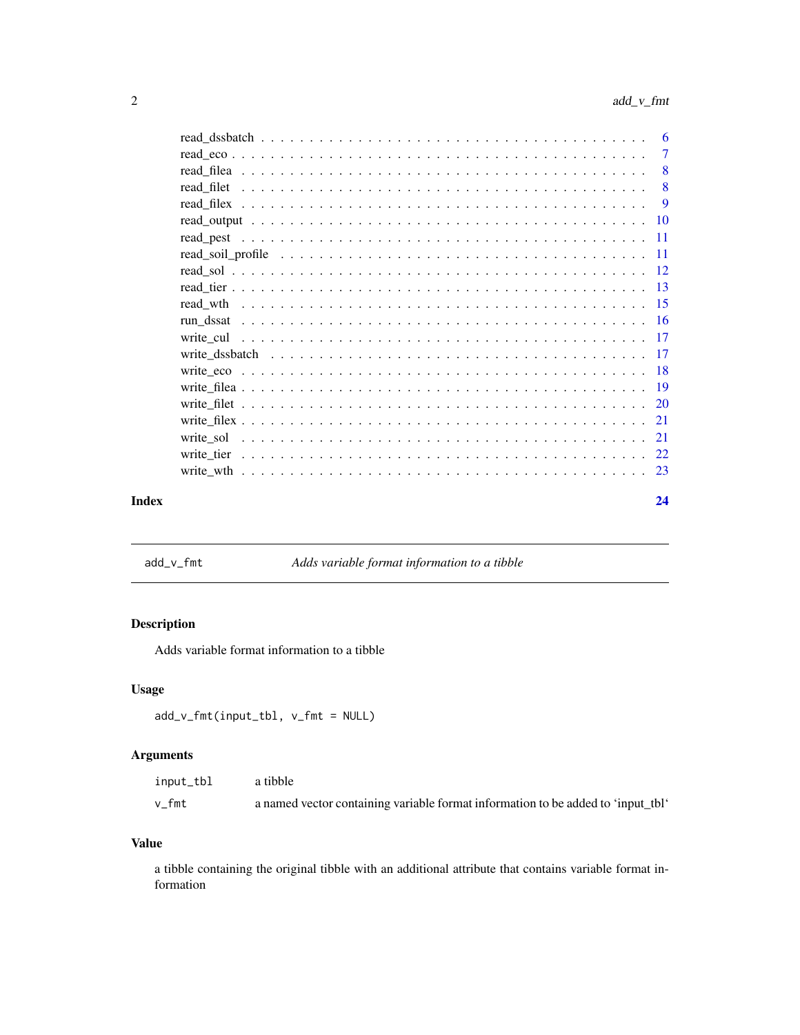read_dssbatch . . . . . . . . . . . . . . . . . . . . . . . . . . . . . . . . . . . . 6
read_eco . . . . . . . . . . . . . . . . . . . . . . . . . . . . . . . . . . . . . . 7
read_filea . . . . . . . . . . . . . . . . . . . . . . . . . . . . . . . . . . . . . 8
read_filet . . . . . . . . . . . . . . . . . . . . . . . . . . . . . . . . . . . . . 8
read_filex . . . . . . . . . . . . . . . . . . . . . . . . . . . . . . . . . . . . . 9
read_output . . . . . . . . . . . . . . . . . . . . . . . . . . . . . . . . . . . . 10
read_pest . . . . . . . . . . . . . . . . . . . . . . . . . . . . . . . . . . . . . 11
read_soil_profile . . . . . . . . . . . . . . . . . . . . . . . . . . . . . . . . . 11
read_sol . . . . . . . . . . . . . . . . . . . . . . . . . . . . . . . . . . . . . . 12
read_tier . . . . . . . . . . . . . . . . . . . . . . . . . . . . . . . . . . . . . 13
read_wth . . . . . . . . . . . . . . . . . . . . . . . . . . . . . . . . . . . . . . 15
run_dssat . . . . . . . . . . . . . . . . . . . . . . . . . . . . . . . . . . . . . 16
write_cul . . . . . . . . . . . . . . . . . . . . . . . . . . . . . . . . . . . . . 17
write_dssbatch . . . . . . . . . . . . . . . . . . . . . . . . . . . . . . . . . . . 17
write_eco . . . . . . . . . . . . . . . . . . . . . . . . . . . . . . . . . . . . . 18
write_filea . . . . . . . . . . . . . . . . . . . . . . . . . . . . . . . . . . . . 19
write_filet . . . . . . . . . . . . . . . . . . . . . . . . . . . . . . . . . . . . 20
write_filex . . . . . . . . . . . . . . . . . . . . . . . . . . . . . . . . . . . . 21
write_sol . . . . . . . . . . . . . . . . . . . . . . . . . . . . . . . . . . . . . 21
write_tier . . . . . . . . . . . . . . . . . . . . . . . . . . . . . . . . . . . . . 22
write_wth . . . . . . . . . . . . . . . . . . . . . . . . . . . . . . . . . . . . . 23

**Index** **24**

---

## `add_v_fmt` *Adds variable format information to a tibble*

### Description

Adds variable format information to a tibble

### Usage

```
add_v_fmt(input_tbl, v_fmt = NULL)
```

### Arguments

| | |
|---|---|
| `input_tbl` | a tibble |
| `v_fmt` | a named vector containing variable format information to be added to 'input_tbl' |

### Value

a tibble containing the original tibble with an additional attribute that contains variable format information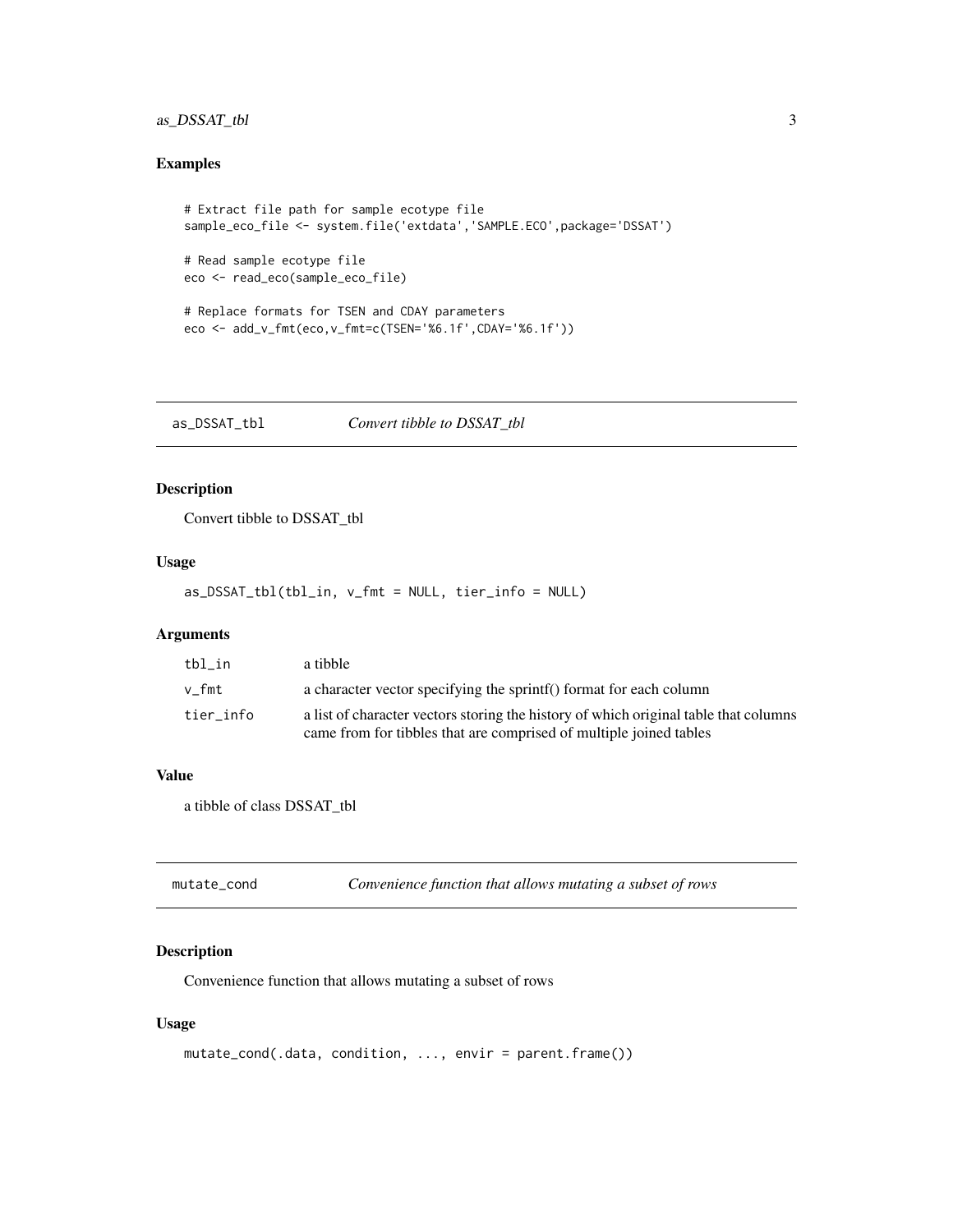## Examples

```
# Extract file path for sample ecotype file
sample_eco_file <- system.file('extdata','SAMPLE.ECO',package='DSSAT')

# Read sample ecotype file
eco <- read_eco(sample_eco_file)

# Replace formats for TSEN and CDAY parameters
eco <- add_v_fmt(eco,v_fmt=c(TSEN='%6.1f',CDAY='%6.1f'))
```

---

# as_DSSAT_tbl — *Convert tibble to DSSAT_tbl*

## Description

Convert tibble to DSSAT_tbl

## Usage

```
as_DSSAT_tbl(tbl_in, v_fmt = NULL, tier_info = NULL)
```

## Arguments

| | |
|---|---|
| tbl_in | a tibble |
| v_fmt | a character vector specifying the sprintf() format for each column |
| tier_info | a list of character vectors storing the history of which original table that columns came from for tibbles that are comprised of multiple joined tables |

## Value

a tibble of class DSSAT_tbl

---

# mutate_cond — *Convenience function that allows mutating a subset of rows*

## Description

Convenience function that allows mutating a subset of rows

## Usage

```
mutate_cond(.data, condition, ..., envir = parent.frame())
```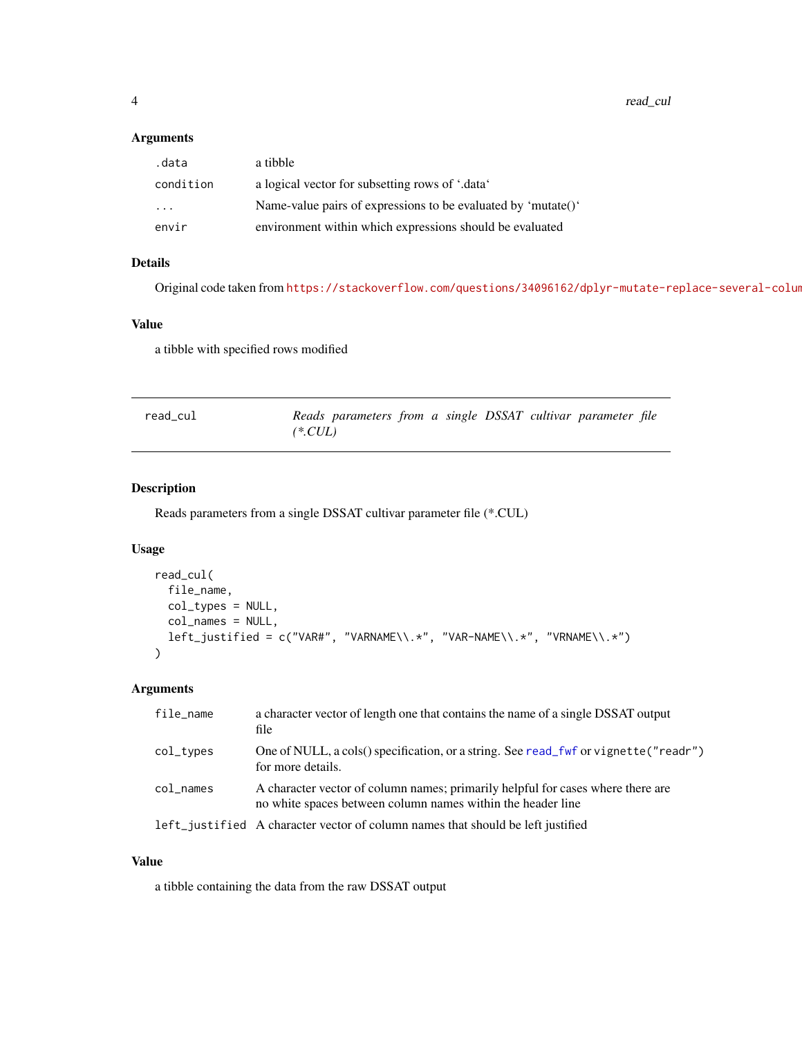### Arguments

| | |
|---|---|
| .data | a tibble |
| condition | a logical vector for subsetting rows of '.data' |
| ... | Name-value pairs of expressions to be evaluated by 'mutate()' |
| envir | environment within which expressions should be evaluated |

### Details

Original code taken from https://stackoverflow.com/questions/34096162/dplyr-mutate-replace-several-colum

### Value

a tibble with specified rows modified

---

## read_cul — *Reads parameters from a single DSSAT cultivar parameter file (*.CUL)*

---

### Description

Reads parameters from a single DSSAT cultivar parameter file (*.CUL)

### Usage

```
read_cul(
  file_name,
  col_types = NULL,
  col_names = NULL,
  left_justified = c("VAR#", "VARNAME\\.*", "VAR-NAME\\.*", "VRNAME\\.*")
)
```

### Arguments

| | |
|---|---|
| file_name | a character vector of length one that contains the name of a single DSSAT output file |
| col_types | One of NULL, a cols() specification, or a string. See read_fwf or vignette("readr") for more details. |
| col_names | A character vector of column names; primarily helpful for cases where there are no white spaces between column names within the header line |
| left_justified | A character vector of column names that should be left justified |

### Value

a tibble containing the data from the raw DSSAT output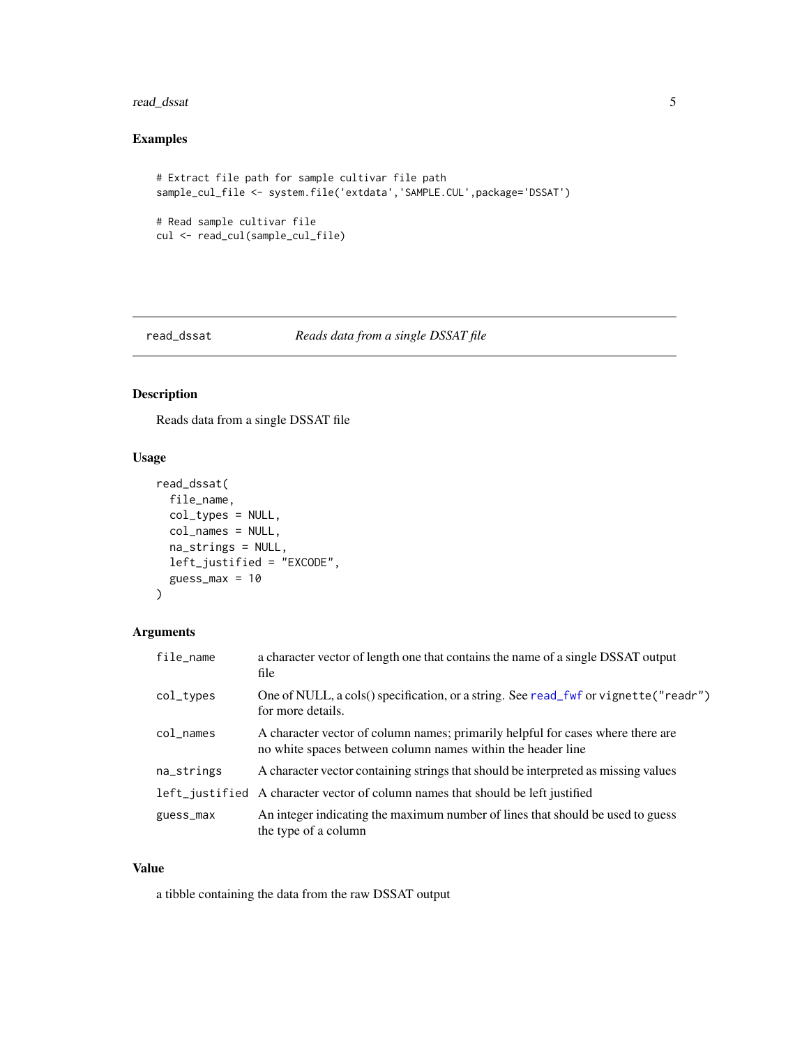## Examples

```
# Extract file path for sample cultivar file path
sample_cul_file <- system.file('extdata','SAMPLE.CUL',package='DSSAT')

# Read sample cultivar file
cul <- read_cul(sample_cul_file)
```

---

## read_dssat — *Reads data from a single DSSAT file*

### Description

Reads data from a single DSSAT file

### Usage

```
read_dssat(
  file_name,
  col_types = NULL,
  col_names = NULL,
  na_strings = NULL,
  left_justified = "EXCODE",
  guess_max = 10
)
```

### Arguments

| | |
|---|---|
| `file_name` | a character vector of length one that contains the name of a single DSSAT output file |
| `col_types` | One of NULL, a cols() specification, or a string. See `read_fwf` or `vignette("readr")` for more details. |
| `col_names` | A character vector of column names; primarily helpful for cases where there are no white spaces between column names within the header line |
| `na_strings` | A character vector containing strings that should be interpreted as missing values |
| `left_justified` | A character vector of column names that should be left justified |
| `guess_max` | An integer indicating the maximum number of lines that should be used to guess the type of a column |

### Value

a tibble containing the data from the raw DSSAT output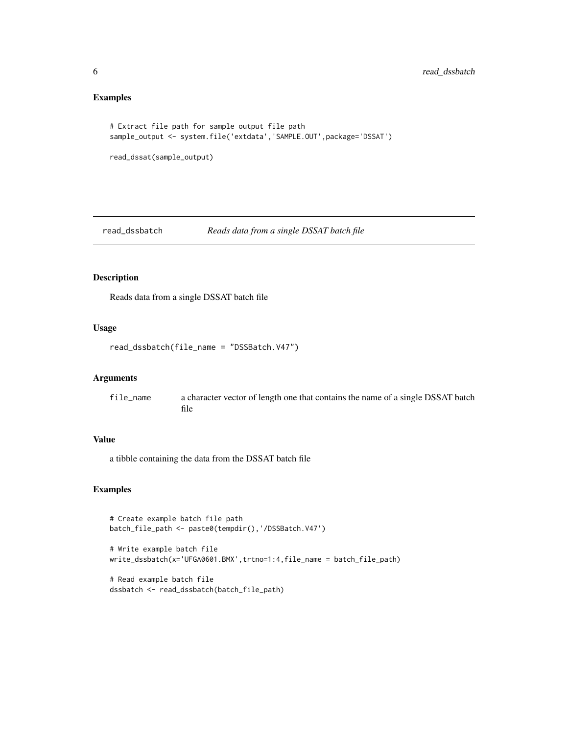## Examples

```
# Extract file path for sample output file path
sample_output <- system.file('extdata','SAMPLE.OUT',package='DSSAT')

read_dssat(sample_output)
```

---

# read_dssbatch *Reads data from a single DSSAT batch file*

## Description

Reads data from a single DSSAT batch file

## Usage

```
read_dssbatch(file_name = "DSSBatch.V47")
```

## Arguments

| | |
|---|---|
| file_name | a character vector of length one that contains the name of a single DSSAT batch file |

## Value

a tibble containing the data from the DSSAT batch file

## Examples

```
# Create example batch file path
batch_file_path <- paste0(tempdir(),'/DSSBatch.V47')

# Write example batch file
write_dssbatch(x='UFGA0601.BMX',trtno=1:4,file_name = batch_file_path)

# Read example batch file
dssbatch <- read_dssbatch(batch_file_path)
```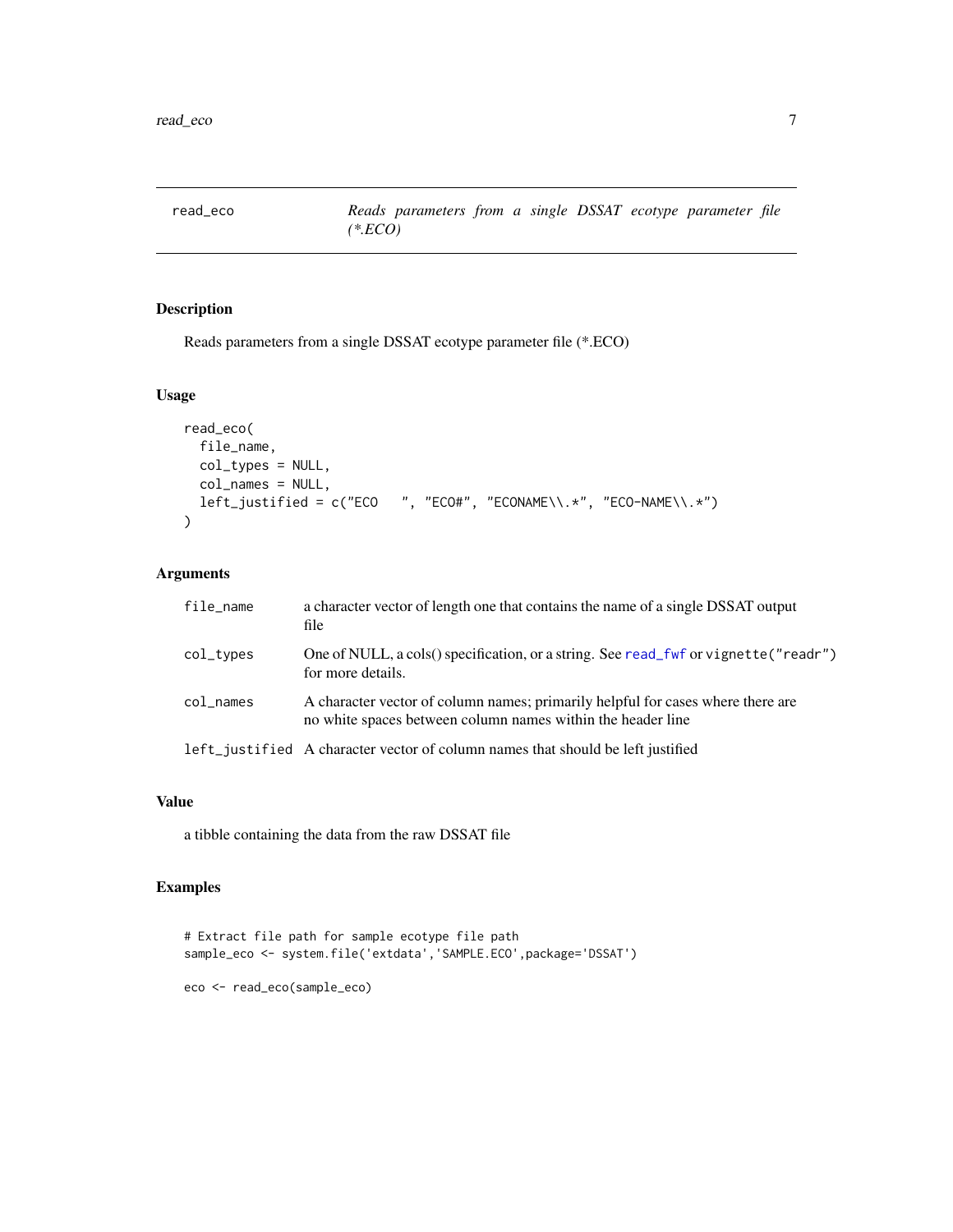# read_eco — *Reads parameters from a single DSSAT ecotype parameter file (*.ECO)*

## Description

Reads parameters from a single DSSAT ecotype parameter file (*.ECO)

## Usage

```
read_eco(
  file_name,
  col_types = NULL,
  col_names = NULL,
  left_justified = c("ECO   ", "ECO#", "ECONAME\\.*", "ECO-NAME\\.*")
)
```

## Arguments

| | |
|---|---|
| `file_name` | a character vector of length one that contains the name of a single DSSAT output file |
| `col_types` | One of NULL, a cols() specification, or a string. See `read_fwf` or `vignette("readr")` for more details. |
| `col_names` | A character vector of column names; primarily helpful for cases where there are no white spaces between column names within the header line |
| `left_justified` | A character vector of column names that should be left justified |

## Value

a tibble containing the data from the raw DSSAT file

## Examples

```
# Extract file path for sample ecotype file path
sample_eco <- system.file('extdata','SAMPLE.ECO',package='DSSAT')

eco <- read_eco(sample_eco)
```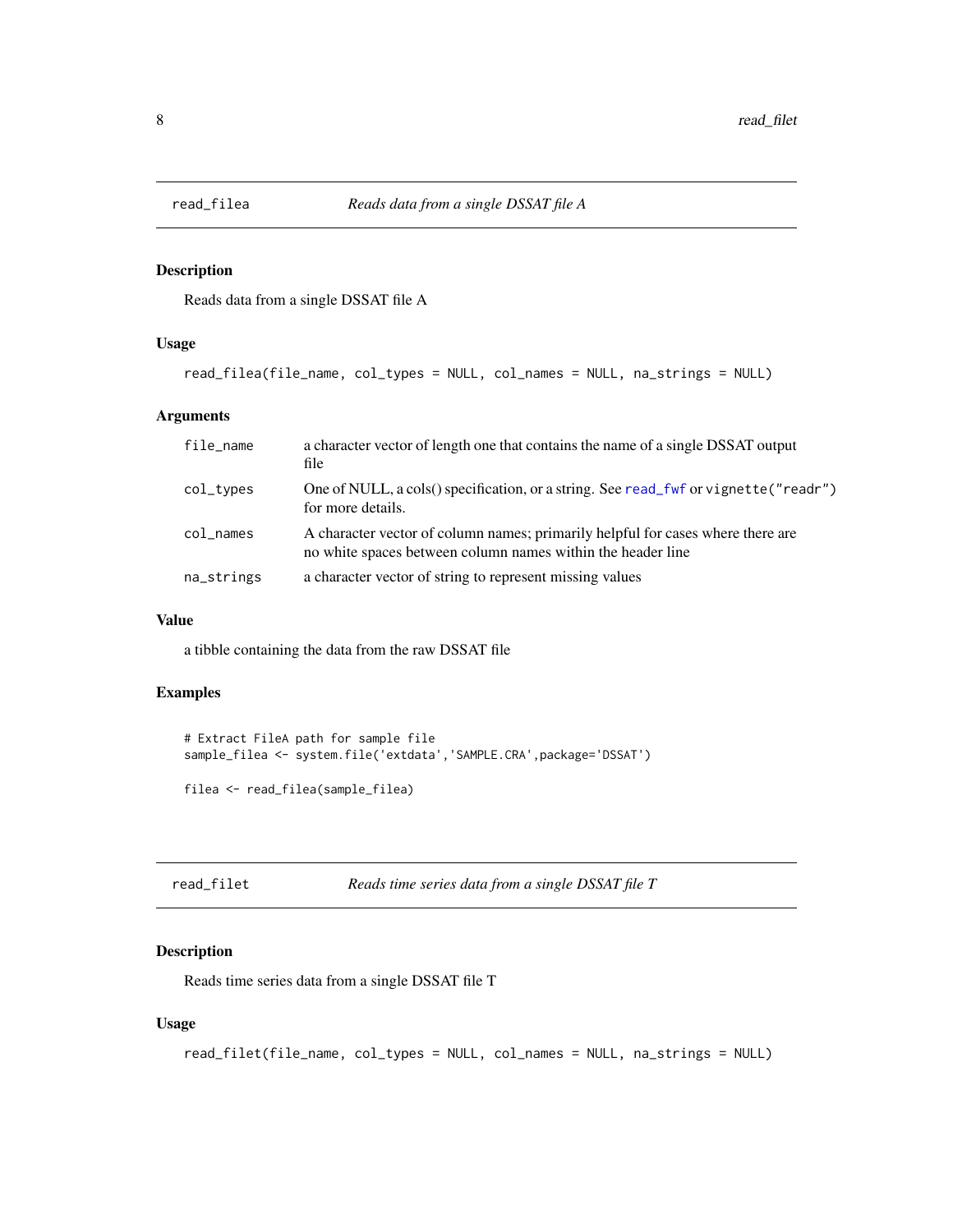## read_filea — *Reads data from a single DSSAT file A*

### Description

Reads data from a single DSSAT file A

### Usage

```
read_filea(file_name, col_types = NULL, col_names = NULL, na_strings = NULL)
```

### Arguments

| | |
|---|---|
| `file_name` | a character vector of length one that contains the name of a single DSSAT output file |
| `col_types` | One of NULL, a cols() specification, or a string. See `read_fwf` or `vignette("readr")` for more details. |
| `col_names` | A character vector of column names; primarily helpful for cases where there are no white spaces between column names within the header line |
| `na_strings` | a character vector of string to represent missing values |

### Value

a tibble containing the data from the raw DSSAT file

### Examples

```
# Extract FileA path for sample file
sample_filea <- system.file('extdata','SAMPLE.CRA',package='DSSAT')

filea <- read_filea(sample_filea)
```

## read_filet — *Reads time series data from a single DSSAT file T*

### Description

Reads time series data from a single DSSAT file T

### Usage

```
read_filet(file_name, col_types = NULL, col_names = NULL, na_strings = NULL)
```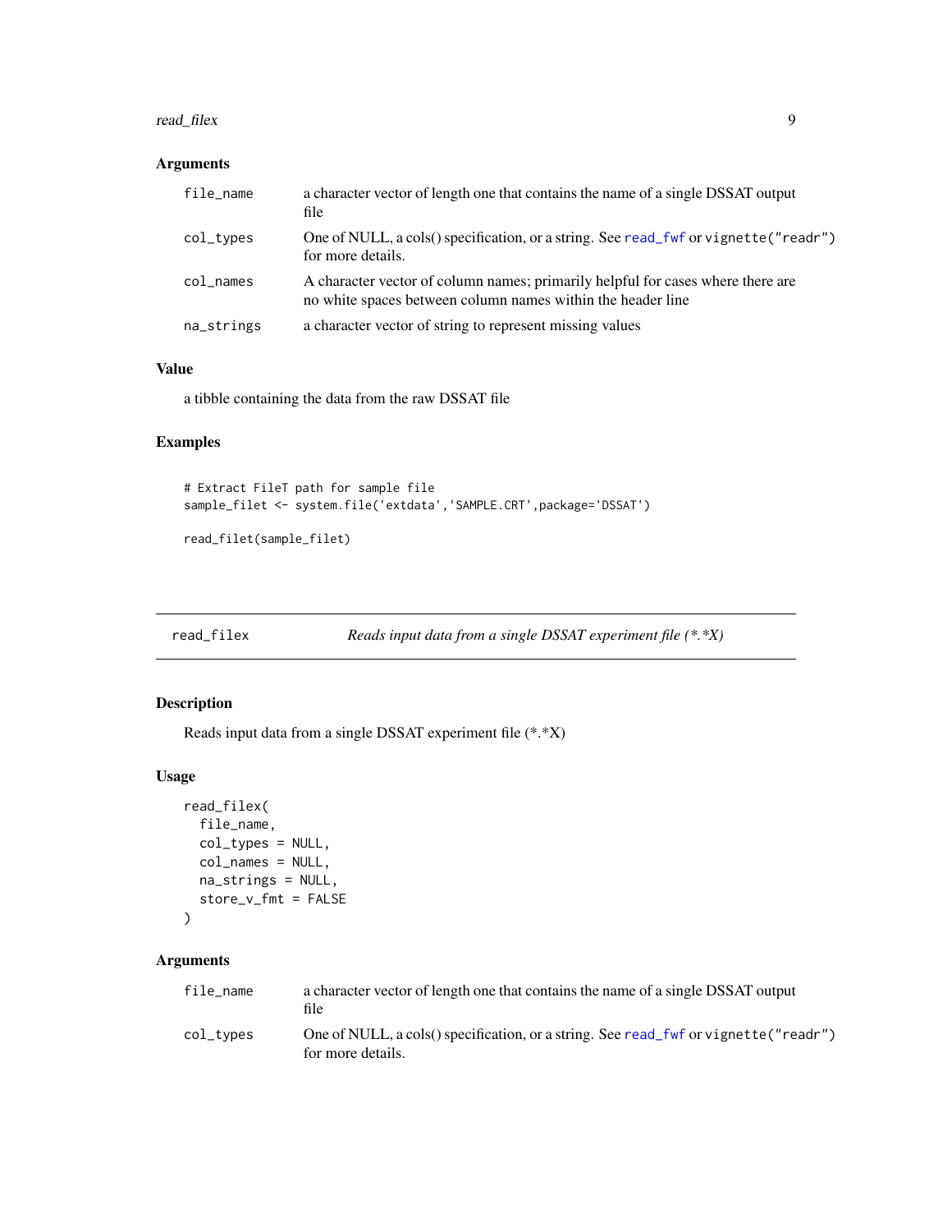### Arguments

| | |
|---|---|
| `file_name` | a character vector of length one that contains the name of a single DSSAT output file |
| `col_types` | One of NULL, a cols() specification, or a string. See read_fwf or `vignette("readr")` for more details. |
| `col_names` | A character vector of column names; primarily helpful for cases where there are no white spaces between column names within the header line |
| `na_strings` | a character vector of string to represent missing values |

### Value

a tibble containing the data from the raw DSSAT file

### Examples

```
# Extract FileT path for sample file
sample_filet <- system.file('extdata','SAMPLE.CRT',package='DSSAT')

read_filet(sample_filet)
```

---

## read_filex — *Reads input data from a single DSSAT experiment file (*.*X)*

---

### Description

Reads input data from a single DSSAT experiment file (*.*X)

### Usage

```
read_filex(
  file_name,
  col_types = NULL,
  col_names = NULL,
  na_strings = NULL,
  store_v_fmt = FALSE
)
```

### Arguments

| | |
|---|---|
| `file_name` | a character vector of length one that contains the name of a single DSSAT output file |
| `col_types` | One of NULL, a cols() specification, or a string. See read_fwf or `vignette("readr")` for more details. |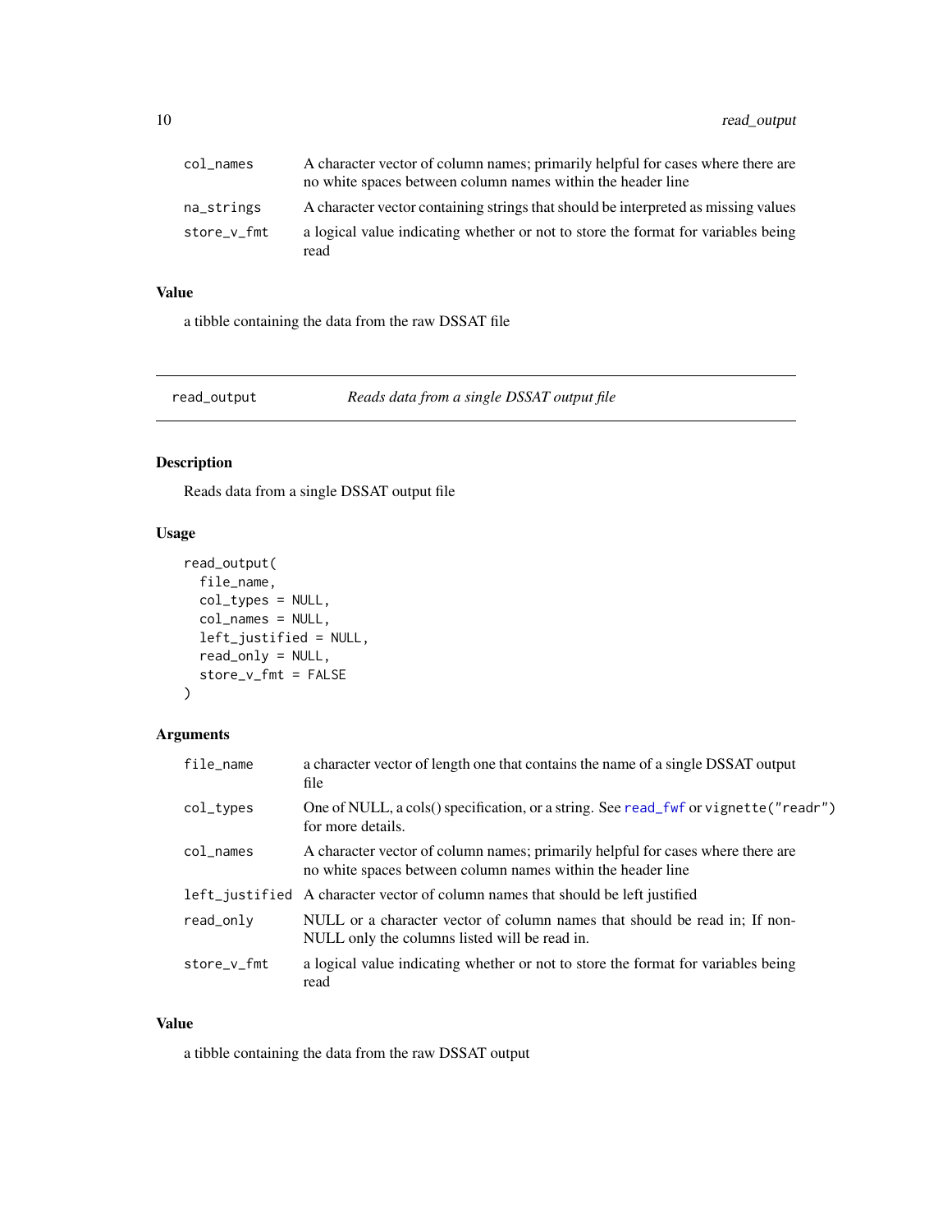| | |
|---|---|
| col_names | A character vector of column names; primarily helpful for cases where there are no white spaces between column names within the header line |
| na_strings | A character vector containing strings that should be interpreted as missing values |
| store_v_fmt | a logical value indicating whether or not to store the format for variables being read |

### Value

a tibble containing the data from the raw DSSAT file

---

## read_output — *Reads data from a single DSSAT output file*

### Description

Reads data from a single DSSAT output file

### Usage

```
read_output(
  file_name,
  col_types = NULL,
  col_names = NULL,
  left_justified = NULL,
  read_only = NULL,
  store_v_fmt = FALSE
)
```

### Arguments

| | |
|---|---|
| file_name | a character vector of length one that contains the name of a single DSSAT output file |
| col_types | One of NULL, a cols() specification, or a string. See read_fwf or vignette("readr") for more details. |
| col_names | A character vector of column names; primarily helpful for cases where there are no white spaces between column names within the header line |
| left_justified | A character vector of column names that should be left justified |
| read_only | NULL or a character vector of column names that should be read in; If non-NULL only the columns listed will be read in. |
| store_v_fmt | a logical value indicating whether or not to store the format for variables being read |

### Value

a tibble containing the data from the raw DSSAT output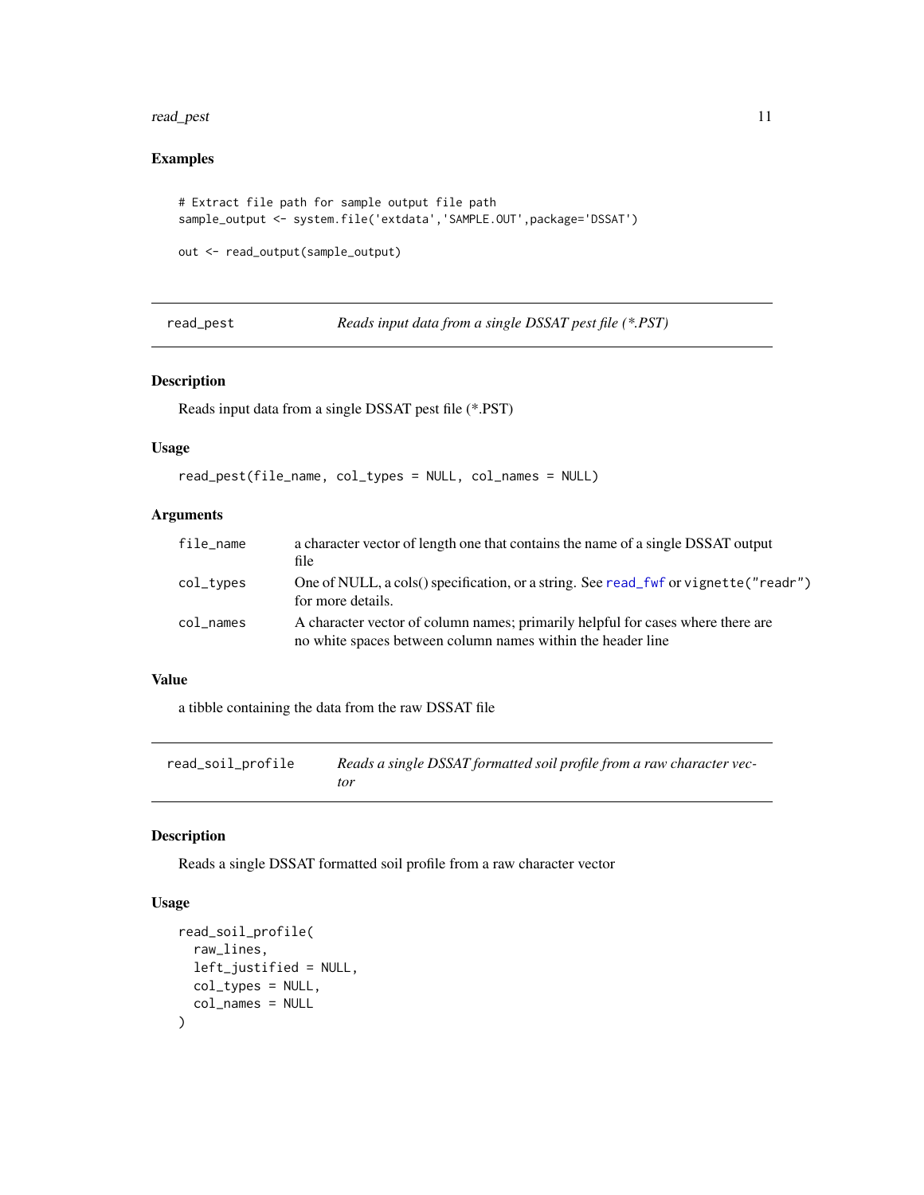### Examples

```
# Extract file path for sample output file path
sample_output <- system.file('extdata','SAMPLE.OUT',package='DSSAT')

out <- read_output(sample_output)
```

## read_pest — *Reads input data from a single DSSAT pest file (*.PST)*

### Description

Reads input data from a single DSSAT pest file (*.PST)

### Usage

```
read_pest(file_name, col_types = NULL, col_names = NULL)
```

### Arguments

| | |
|---|---|
| `file_name` | a character vector of length one that contains the name of a single DSSAT output file |
| `col_types` | One of NULL, a cols() specification, or a string. See `read_fwf` or `vignette("readr")` for more details. |
| `col_names` | A character vector of column names; primarily helpful for cases where there are no white spaces between column names within the header line |

### Value

a tibble containing the data from the raw DSSAT file

## read_soil_profile — *Reads a single DSSAT formatted soil profile from a raw character vector*

### Description

Reads a single DSSAT formatted soil profile from a raw character vector

### Usage

```
read_soil_profile(
  raw_lines,
  left_justified = NULL,
  col_types = NULL,
  col_names = NULL
)
```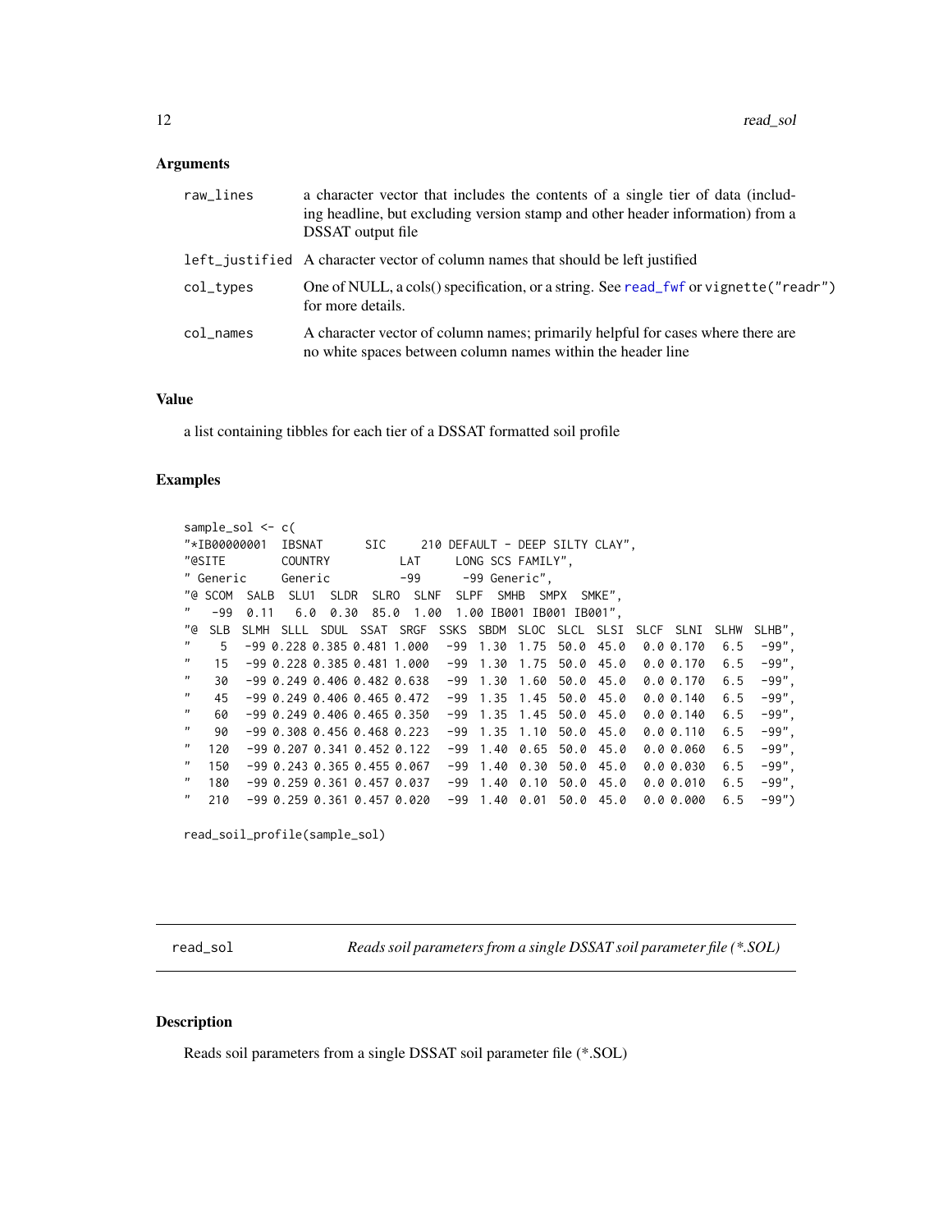## Arguments

| | |
|---|---|
| raw_lines | a character vector that includes the contents of a single tier of data (including headline, but excluding version stamp and other header information) from a DSSAT output file |
| left_justified | A character vector of column names that should be left justified |
| col_types | One of NULL, a cols() specification, or a string. See read_fwf or vignette("readr") for more details. |
| col_names | A character vector of column names; primarily helpful for cases where there are no white spaces between column names within the header line |

## Value

a list containing tibbles for each tier of a DSSAT formatted soil profile

## Examples

```
sample_sol <- c(
"*IB00000001  IBSNAT      SIC     210 DEFAULT - DEEP SILTY CLAY",
"@SITE        COUNTRY          LAT     LONG SCS FAMILY",
" Generic     Generic          -99      -99 Generic",
"@ SCOM  SALB  SLU1  SLDR  SLRO  SLNF  SLPF  SMHB  SMPX  SMKE",
"   -99  0.11   6.0  0.30  85.0  1.00  1.00 IB001 IB001 IB001",
"@  SLB  SLMH  SLLL  SDUL  SSAT  SRGF  SSKS  SBDM  SLOC  SLCL  SLSI  SLCF  SLNI  SLHW  SLHB",
"     5   -99 0.228 0.385 0.481 1.000   -99  1.30  1.75  50.0  45.0   0.0 0.170   6.5   -99",
"    15   -99 0.228 0.385 0.481 1.000   -99  1.30  1.75  50.0  45.0   0.0 0.170   6.5   -99",
"    30   -99 0.249 0.406 0.482 0.638   -99  1.30  1.60  50.0  45.0   0.0 0.170   6.5   -99",
"    45   -99 0.249 0.406 0.465 0.472   -99  1.35  1.45  50.0  45.0   0.0 0.140   6.5   -99",
"    60   -99 0.249 0.406 0.465 0.350   -99  1.35  1.45  50.0  45.0   0.0 0.140   6.5   -99",
"    90   -99 0.308 0.456 0.468 0.223   -99  1.35  1.10  50.0  45.0   0.0 0.110   6.5   -99",
"   120   -99 0.207 0.341 0.452 0.122   -99  1.40  0.65  50.0  45.0   0.0 0.060   6.5   -99",
"   150   -99 0.243 0.365 0.455 0.067   -99  1.40  0.30  50.0  45.0   0.0 0.030   6.5   -99",
"   180   -99 0.259 0.361 0.457 0.037   -99  1.40  0.10  50.0  45.0   0.0 0.010   6.5   -99",
"   210   -99 0.259 0.361 0.457 0.020   -99  1.40  0.01  50.0  45.0   0.0 0.000   6.5   -99")

read_soil_profile(sample_sol)
```

---

read_sol    *Reads soil parameters from a single DSSAT soil parameter file (*.SOL)*

---

## Description

Reads soil parameters from a single DSSAT soil parameter file (*.SOL)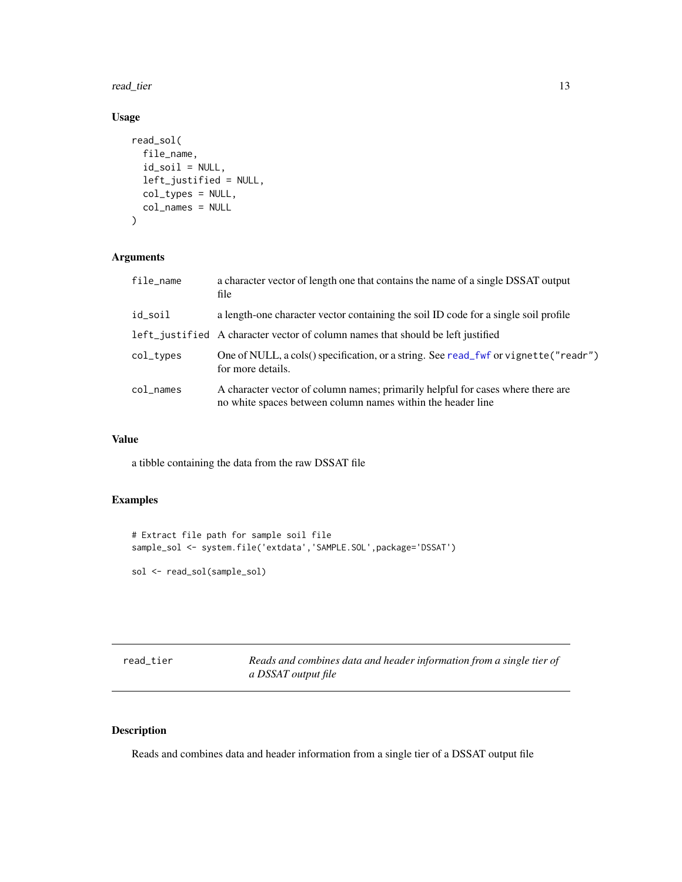## Usage

```
read_sol(
  file_name,
  id_soil = NULL,
  left_justified = NULL,
  col_types = NULL,
  col_names = NULL
)
```

## Arguments

| | |
|---|---|
| file_name | a character vector of length one that contains the name of a single DSSAT output file |
| id_soil | a length-one character vector containing the soil ID code for a single soil profile |
| left_justified | A character vector of column names that should be left justified |
| col_types | One of NULL, a cols() specification, or a string. See read_fwf or vignette("readr") for more details. |
| col_names | A character vector of column names; primarily helpful for cases where there are no white spaces between column names within the header line |

## Value

a tibble containing the data from the raw DSSAT file

## Examples

```
# Extract file path for sample soil file
sample_sol <- system.file('extdata','SAMPLE.SOL',package='DSSAT')

sol <- read_sol(sample_sol)
```

---

# read_tier    *Reads and combines data and header information from a single tier of a DSSAT output file*

## Description

Reads and combines data and header information from a single tier of a DSSAT output file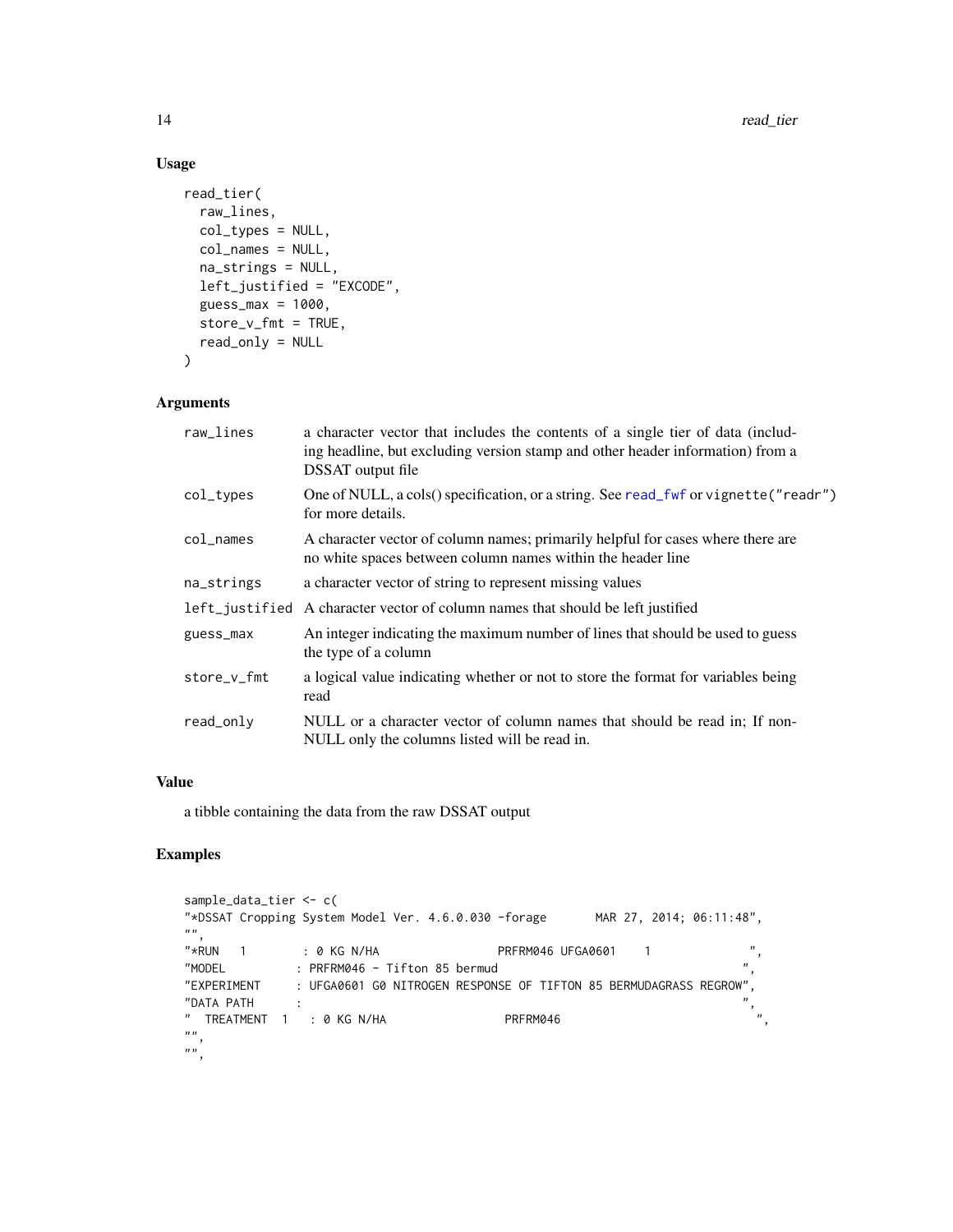## Usage

```
read_tier(
  raw_lines,
  col_types = NULL,
  col_names = NULL,
  na_strings = NULL,
  left_justified = "EXCODE",
  guess_max = 1000,
  store_v_fmt = TRUE,
  read_only = NULL
)
```

## Arguments

| | |
|---|---|
| raw_lines | a character vector that includes the contents of a single tier of data (including headline, but excluding version stamp and other header information) from a DSSAT output file |
| col_types | One of NULL, a cols() specification, or a string. See read_fwf or vignette("readr") for more details. |
| col_names | A character vector of column names; primarily helpful for cases where there are no white spaces between column names within the header line |
| na_strings | a character vector of string to represent missing values |
| left_justified | A character vector of column names that should be left justified |
| guess_max | An integer indicating the maximum number of lines that should be used to guess the type of a column |
| store_v_fmt | a logical value indicating whether or not to store the format for variables being read |
| read_only | NULL or a character vector of column names that should be read in; If non-NULL only the columns listed will be read in. |

## Value

a tibble containing the data from the raw DSSAT output

## Examples

```
sample_data_tier <- c(
"*DSSAT Cropping System Model Ver. 4.6.0.030 -forage       MAR 27, 2014; 06:11:48",
"",
"*RUN   1        : 0 KG N/HA                 PRFRM046 UFGA0601    1              ",
"MODEL          : PRFRM046 - Tifton 85 bermud                                   ",
"EXPERIMENT     : UFGA0601 G0 NITROGEN RESPONSE OF TIFTON 85 BERMUDAGRASS REGROW",
"DATA PATH      :                                                               ",
"  TREATMENT  1   : 0 KG N/HA                 PRFRM046                          ",
"",
"",
```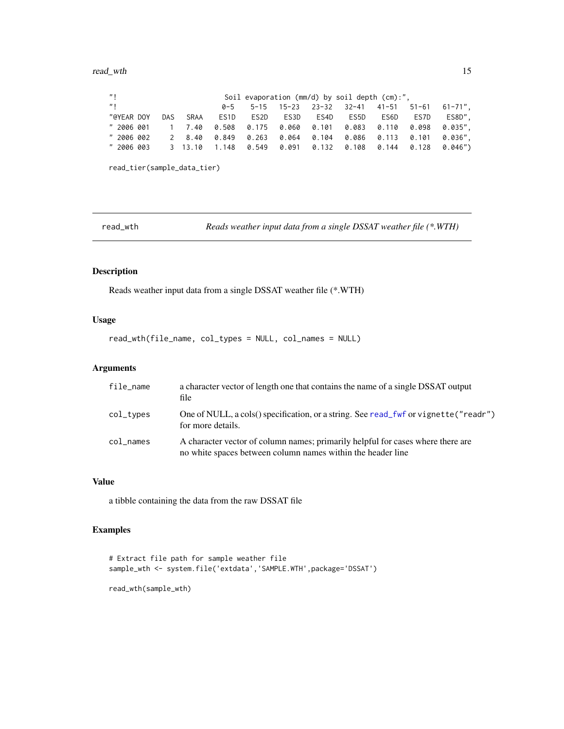```
"!                          Soil evaporation (mm/d) by soil depth (cm):",
"!                         0-5    5-15   15-23   23-32   32-41   41-51   51-61   61-71",
"@YEAR DOY   DAS   SRAA   ES1D    ES2D    ES3D    ES4D    ES5D    ES6D    ES7D    ES8D",
" 2006 001     1   7.40   0.508   0.175   0.060   0.101   0.083   0.110   0.098   0.035",
" 2006 002     2   8.40   0.849   0.263   0.064   0.104   0.086   0.113   0.101   0.036",
" 2006 003     3  13.10   1.148   0.549   0.091   0.132   0.108   0.144   0.128   0.046")

read_tier(sample_data_tier)
```

## read_wth — *Reads weather input data from a single DSSAT weather file (*.WTH)*

### Description

Reads weather input data from a single DSSAT weather file (*.WTH)

### Usage

```
read_wth(file_name, col_types = NULL, col_names = NULL)
```

### Arguments

| | |
|---|---|
| `file_name` | a character vector of length one that contains the name of a single DSSAT output file |
| `col_types` | One of NULL, a cols() specification, or a string. See `read_fwf` or `vignette("readr")` for more details. |
| `col_names` | A character vector of column names; primarily helpful for cases where there are no white spaces between column names within the header line |

### Value

a tibble containing the data from the raw DSSAT file

### Examples

```
# Extract file path for sample weather file
sample_wth <- system.file('extdata','SAMPLE.WTH',package='DSSAT')

read_wth(sample_wth)
```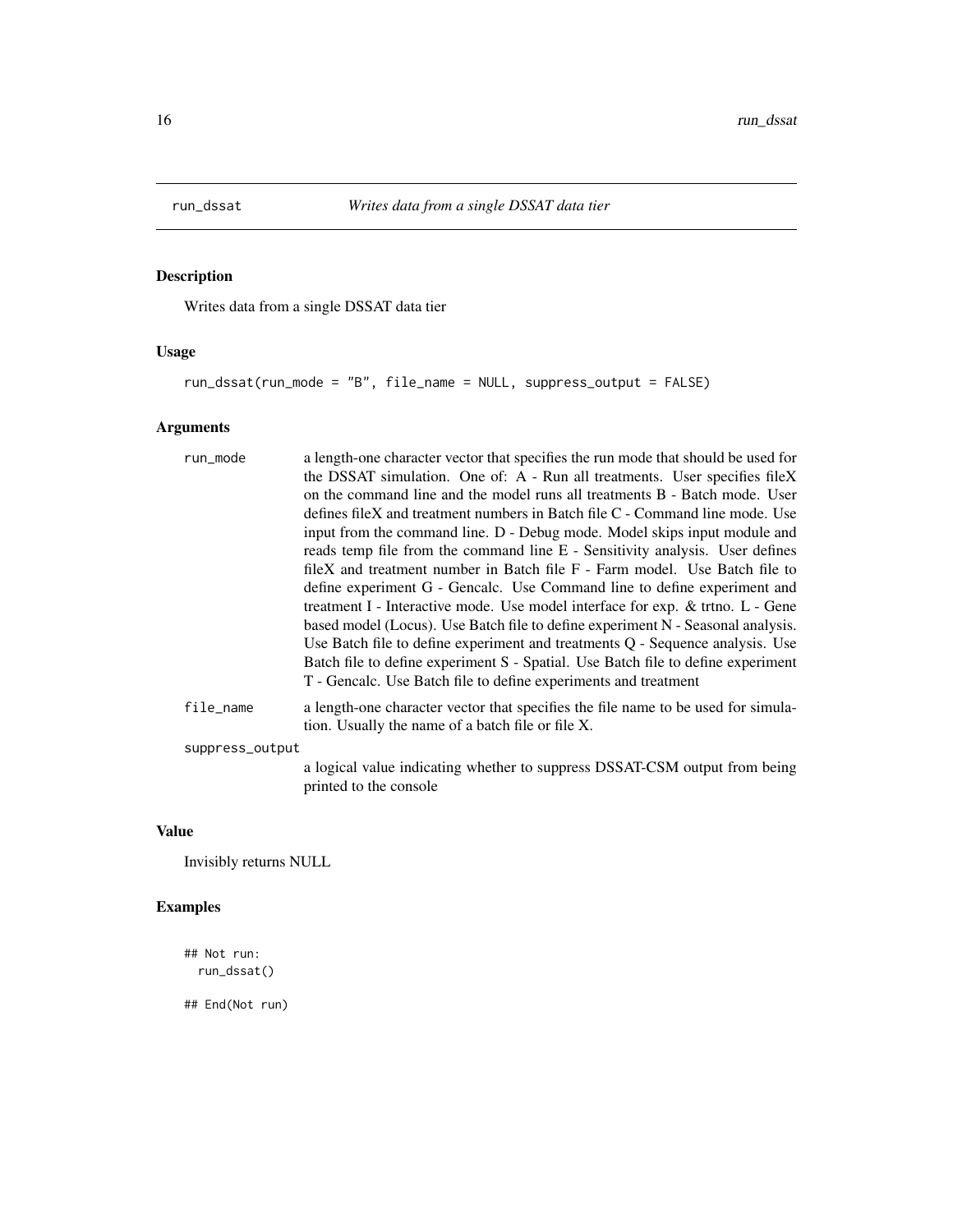# run_dssat

*Writes data from a single DSSAT data tier*

## Description

Writes data from a single DSSAT data tier

## Usage

```
run_dssat(run_mode = "B", file_name = NULL, suppress_output = FALSE)
```

## Arguments

| | |
|---|---|
| run_mode | a length-one character vector that specifies the run mode that should be used for the DSSAT simulation. One of: A - Run all treatments. User specifies fileX on the command line and the model runs all treatments B - Batch mode. User defines fileX and treatment numbers in Batch file C - Command line mode. Use input from the command line. D - Debug mode. Model skips input module and reads temp file from the command line E - Sensitivity analysis. User defines fileX and treatment number in Batch file F - Farm model. Use Batch file to define experiment G - Gencalc. Use Command line to define experiment and treatment I - Interactive mode. Use model interface for exp. & trtno. L - Gene based model (Locus). Use Batch file to define experiment N - Seasonal analysis. Use Batch file to define experiment and treatments Q - Sequence analysis. Use Batch file to define experiment S - Spatial. Use Batch file to define experiment T - Gencalc. Use Batch file to define experiments and treatment |
| file_name | a length-one character vector that specifies the file name to be used for simulation. Usually the name of a batch file or file X. |
| suppress_output | a logical value indicating whether to suppress DSSAT-CSM output from being printed to the console |

## Value

Invisibly returns NULL

## Examples

```
## Not run:
  run_dssat()

## End(Not run)
```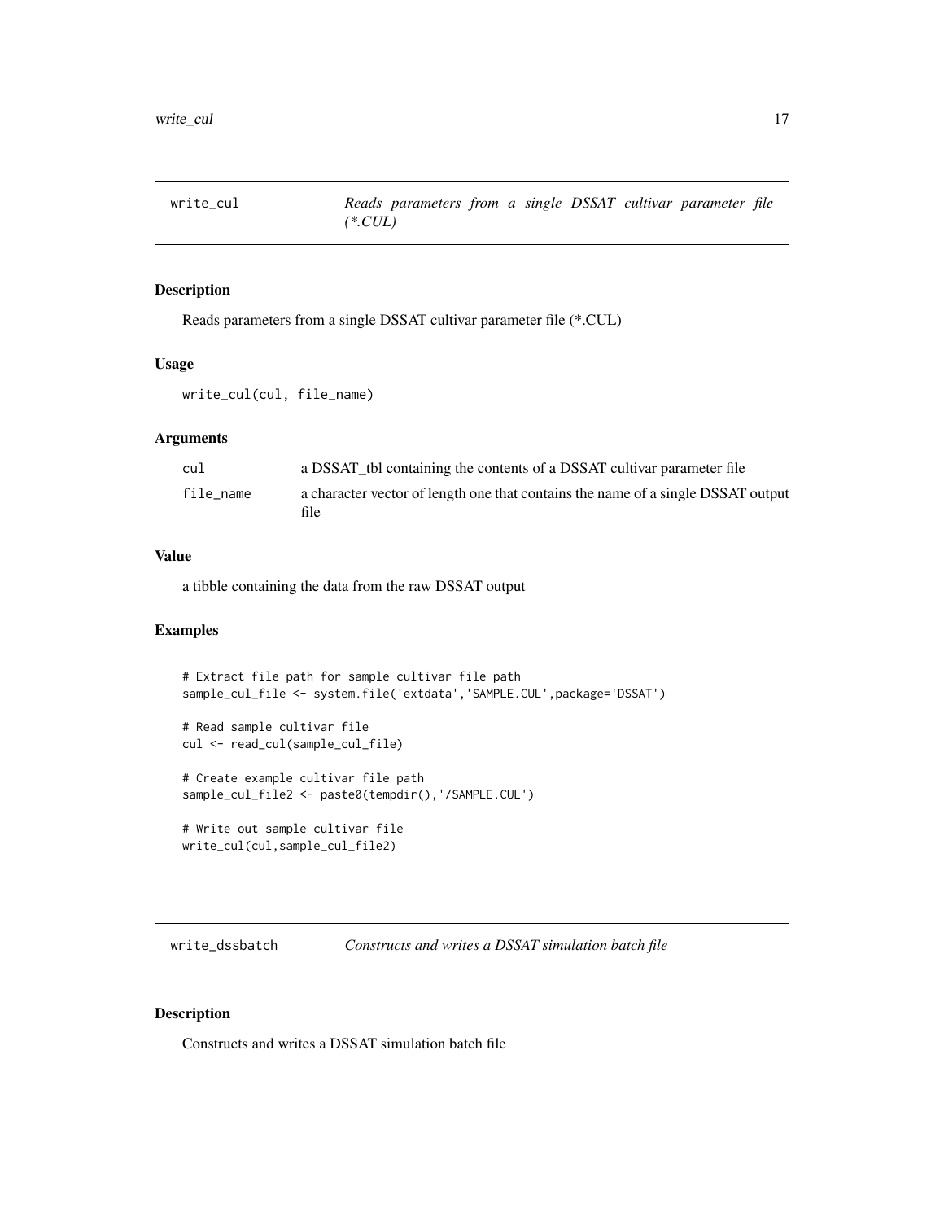## write_cul — *Reads parameters from a single DSSAT cultivar parameter file (*.CUL)*

### Description

Reads parameters from a single DSSAT cultivar parameter file (*.CUL)

### Usage

```
write_cul(cul, file_name)
```

### Arguments

| | |
|---|---|
| cul | a DSSAT_tbl containing the contents of a DSSAT cultivar parameter file |
| file_name | a character vector of length one that contains the name of a single DSSAT output file |

### Value

a tibble containing the data from the raw DSSAT output

### Examples

```
# Extract file path for sample cultivar file path
sample_cul_file <- system.file('extdata','SAMPLE.CUL',package='DSSAT')

# Read sample cultivar file
cul <- read_cul(sample_cul_file)

# Create example cultivar file path
sample_cul_file2 <- paste0(tempdir(),'/SAMPLE.CUL')

# Write out sample cultivar file
write_cul(cul,sample_cul_file2)
```

## write_dssbatch — *Constructs and writes a DSSAT simulation batch file*

### Description

Constructs and writes a DSSAT simulation batch file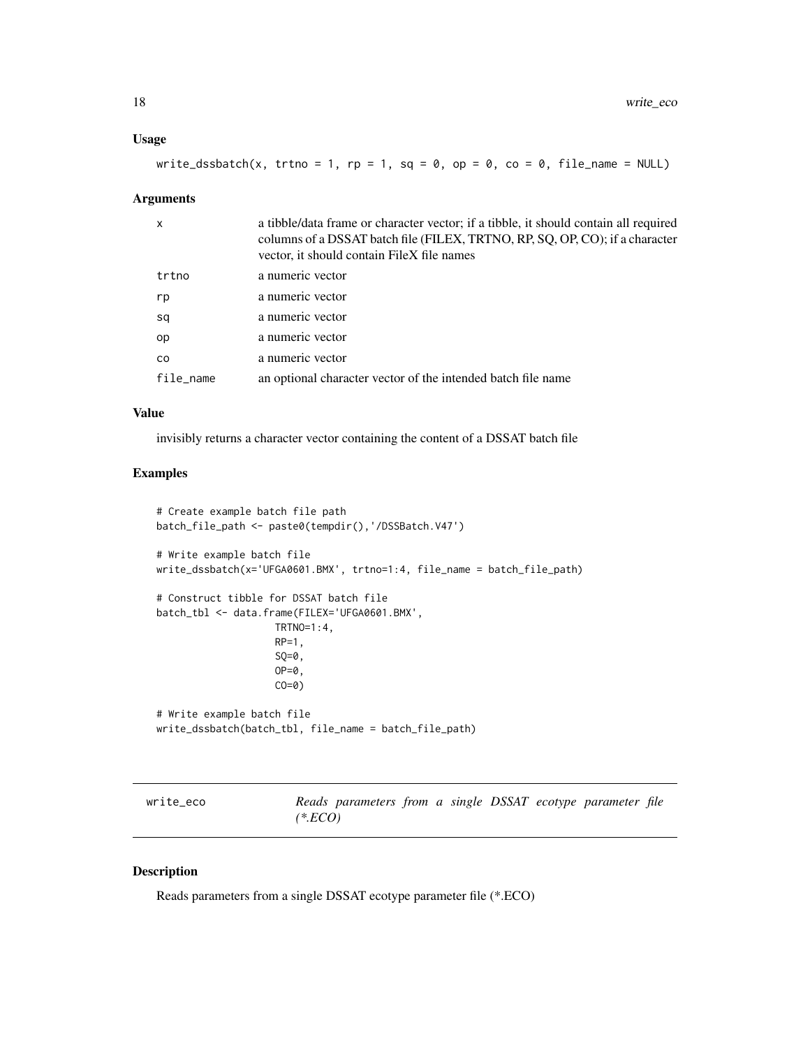### Usage

```
write_dssbatch(x, trtno = 1, rp = 1, sq = 0, op = 0, co = 0, file_name = NULL)
```

### Arguments

| | |
|---|---|
| x | a tibble/data frame or character vector; if a tibble, it should contain all required columns of a DSSAT batch file (FILEX, TRTNO, RP, SQ, OP, CO); if a character vector, it should contain FileX file names |
| trtno | a numeric vector |
| rp | a numeric vector |
| sq | a numeric vector |
| op | a numeric vector |
| co | a numeric vector |
| file_name | an optional character vector of the intended batch file name |

### Value

invisibly returns a character vector containing the content of a DSSAT batch file

### Examples

```
# Create example batch file path
batch_file_path <- paste0(tempdir(),'/DSSBatch.V47')

# Write example batch file
write_dssbatch(x='UFGA0601.BMX', trtno=1:4, file_name = batch_file_path)

# Construct tibble for DSSAT batch file
batch_tbl <- data.frame(FILEX='UFGA0601.BMX',
                    TRTNO=1:4,
                    RP=1,
                    SQ=0,
                    OP=0,
                    CO=0)

# Write example batch file
write_dssbatch(batch_tbl, file_name = batch_file_path)
```

---

## write_eco — *Reads parameters from a single DSSAT ecotype parameter file (*.ECO)*

### Description

Reads parameters from a single DSSAT ecotype parameter file (*.ECO)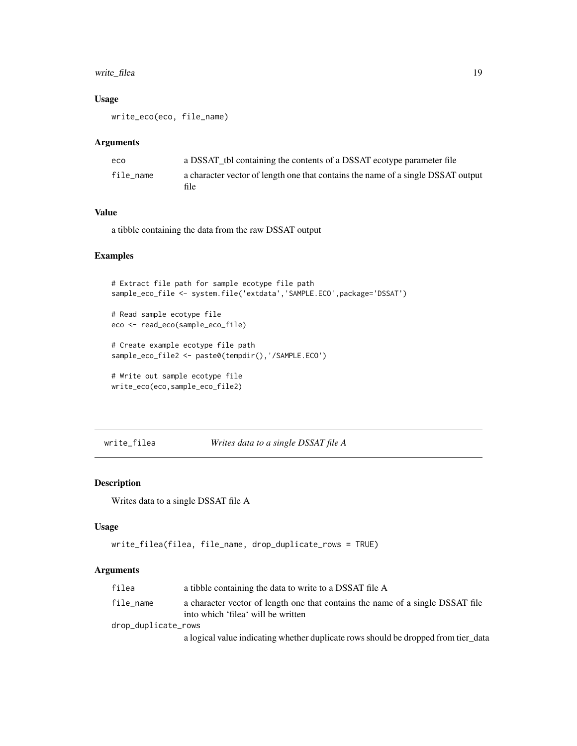### Usage

```
write_eco(eco, file_name)
```

### Arguments

| | |
|---|---|
| eco | a DSSAT_tbl containing the contents of a DSSAT ecotype parameter file |
| file_name | a character vector of length one that contains the name of a single DSSAT output file |

### Value

a tibble containing the data from the raw DSSAT output

### Examples

```
# Extract file path for sample ecotype file path
sample_eco_file <- system.file('extdata','SAMPLE.ECO',package='DSSAT')

# Read sample ecotype file
eco <- read_eco(sample_eco_file)

# Create example ecotype file path
sample_eco_file2 <- paste0(tempdir(),'/SAMPLE.ECO')

# Write out sample ecotype file
write_eco(eco,sample_eco_file2)
```

## write_filea *Writes data to a single DSSAT file A*

### Description

Writes data to a single DSSAT file A

### Usage

```
write_filea(filea, file_name, drop_duplicate_rows = TRUE)
```

### Arguments

| | |
|---|---|
| filea | a tibble containing the data to write to a DSSAT file A |
| file_name | a character vector of length one that contains the name of a single DSSAT file into which 'filea' will be written |
| drop_duplicate_rows | a logical value indicating whether duplicate rows should be dropped from tier_data |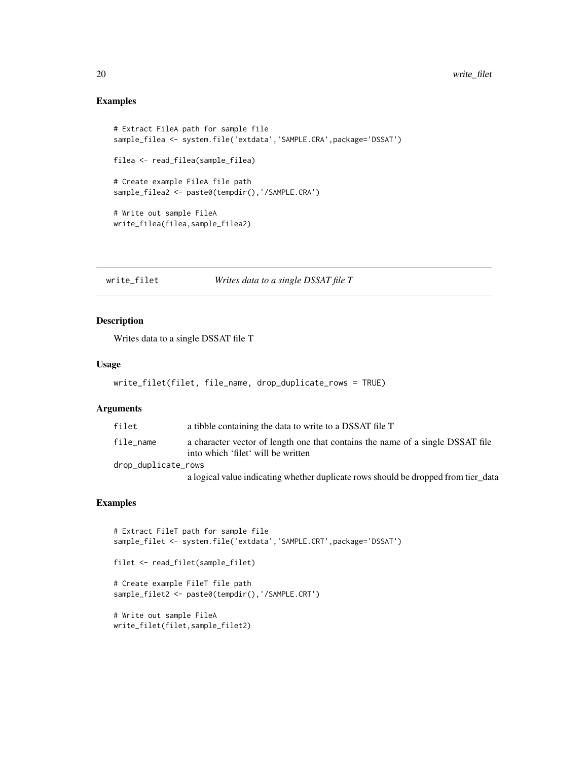## Examples

```
# Extract FileA path for sample file
sample_filea <- system.file('extdata','SAMPLE.CRA',package='DSSAT')

filea <- read_filea(sample_filea)

# Create example FileA file path
sample_filea2 <- paste0(tempdir(),'/SAMPLE.CRA')

# Write out sample FileA
write_filea(filea,sample_filea2)
```

---

## write_filet — *Writes data to a single DSSAT file T*

### Description

Writes data to a single DSSAT file T

### Usage

```
write_filet(filet, file_name, drop_duplicate_rows = TRUE)
```

### Arguments

| | |
|---|---|
| filet | a tibble containing the data to write to a DSSAT file T |
| file_name | a character vector of length one that contains the name of a single DSSAT file into which 'filet' will be written |
| drop_duplicate_rows | a logical value indicating whether duplicate rows should be dropped from tier_data |

### Examples

```
# Extract FileT path for sample file
sample_filet <- system.file('extdata','SAMPLE.CRT',package='DSSAT')

filet <- read_filet(sample_filet)

# Create example FileT file path
sample_filet2 <- paste0(tempdir(),'/SAMPLE.CRT')

# Write out sample FileA
write_filet(filet,sample_filet2)
```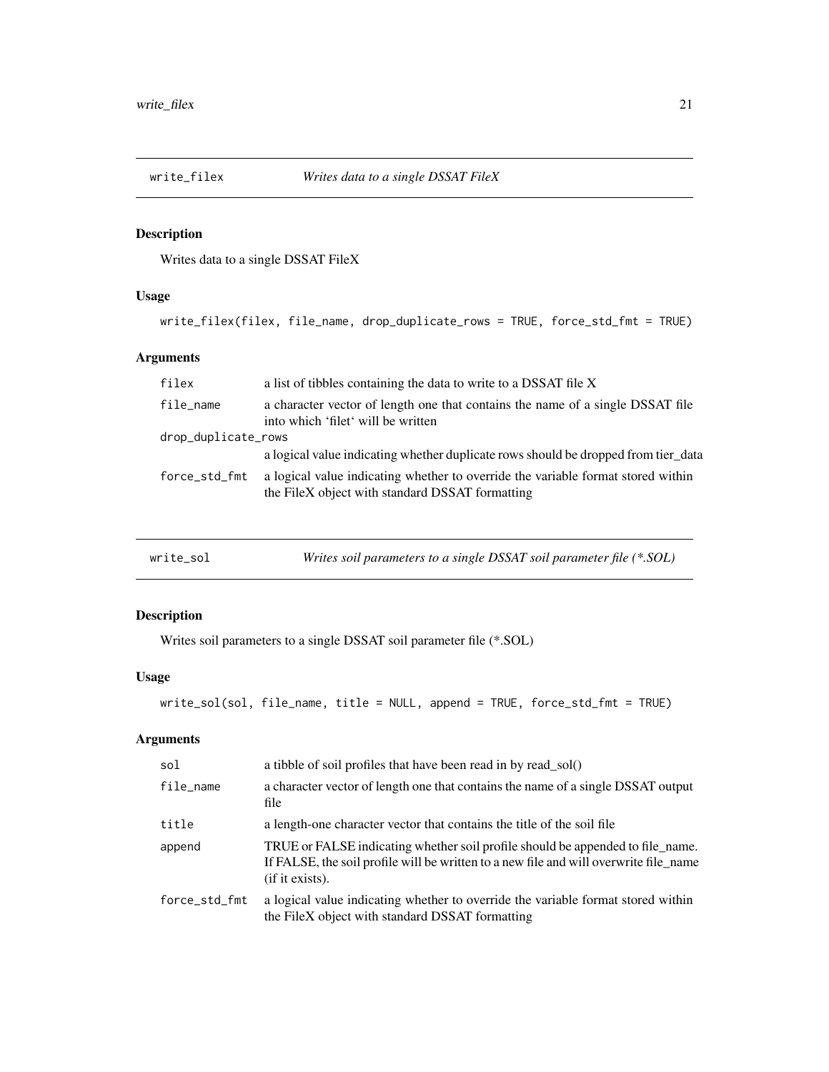## write_filex — *Writes data to a single DSSAT FileX*

### Description

Writes data to a single DSSAT FileX

### Usage

```
write_filex(filex, file_name, drop_duplicate_rows = TRUE, force_std_fmt = TRUE)
```

### Arguments

| | |
|---|---|
| filex | a list of tibbles containing the data to write to a DSSAT file X |
| file_name | a character vector of length one that contains the name of a single DSSAT file into which 'filet' will be written |
| drop_duplicate_rows | a logical value indicating whether duplicate rows should be dropped from tier_data |
| force_std_fmt | a logical value indicating whether to override the variable format stored within the FileX object with standard DSSAT formatting |

## write_sol — *Writes soil parameters to a single DSSAT soil parameter file (*.SOL)*

### Description

Writes soil parameters to a single DSSAT soil parameter file (*.SOL)

### Usage

```
write_sol(sol, file_name, title = NULL, append = TRUE, force_std_fmt = TRUE)
```

### Arguments

| | |
|---|---|
| sol | a tibble of soil profiles that have been read in by read_sol() |
| file_name | a character vector of length one that contains the name of a single DSSAT output file |
| title | a length-one character vector that contains the title of the soil file |
| append | TRUE or FALSE indicating whether soil profile should be appended to file_name. If FALSE, the soil profile will be written to a new file and will overwrite file_name (if it exists). |
| force_std_fmt | a logical value indicating whether to override the variable format stored within the FileX object with standard DSSAT formatting |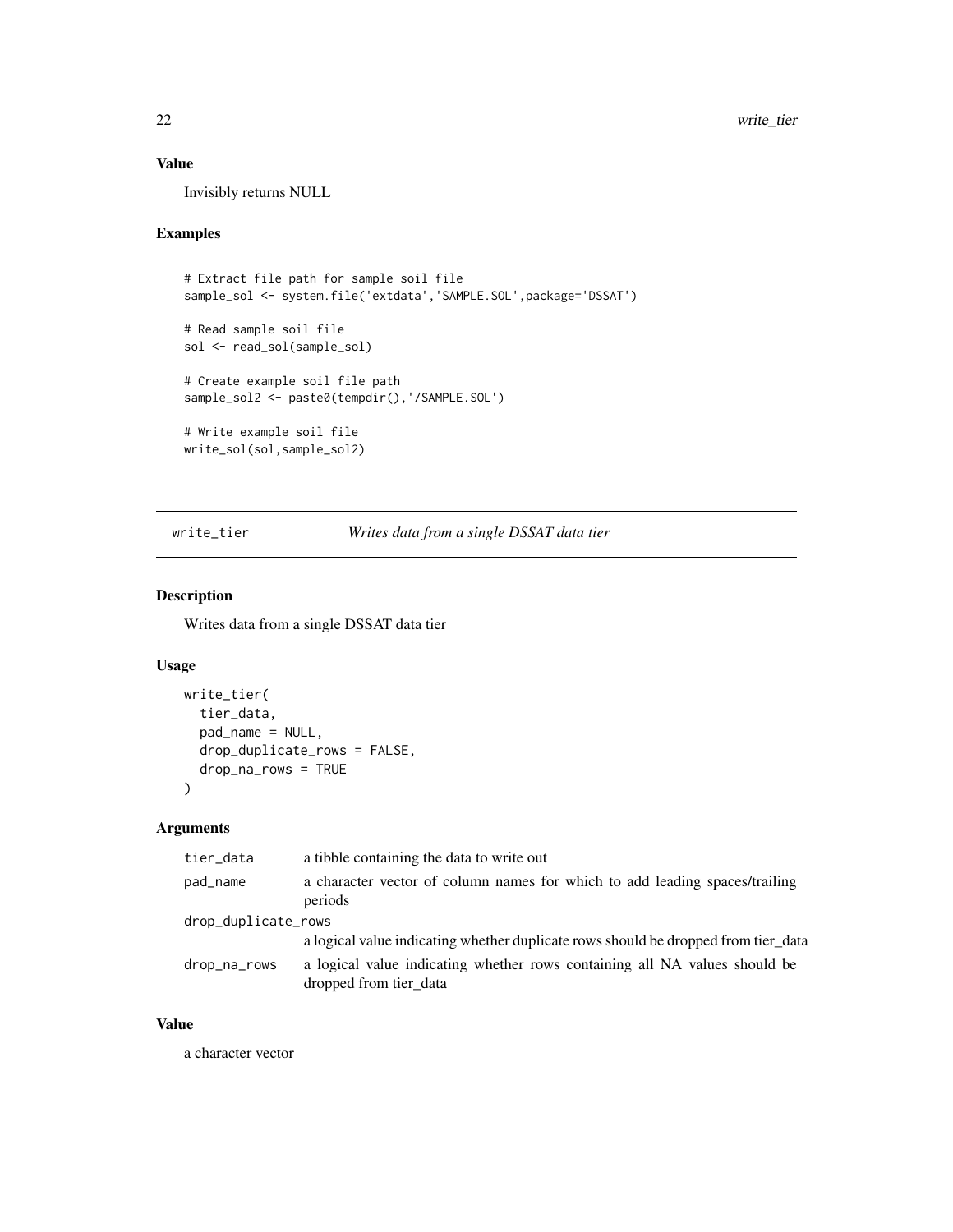## Value

Invisibly returns NULL

## Examples

```
# Extract file path for sample soil file
sample_sol <- system.file('extdata','SAMPLE.SOL',package='DSSAT')

# Read sample soil file
sol <- read_sol(sample_sol)

# Create example soil file path
sample_sol2 <- paste0(tempdir(),'/SAMPLE.SOL')

# Write example soil file
write_sol(sol,sample_sol2)
```

---

# write_tier *Writes data from a single DSSAT data tier*

---

## Description

Writes data from a single DSSAT data tier

## Usage

```
write_tier(
  tier_data,
  pad_name = NULL,
  drop_duplicate_rows = FALSE,
  drop_na_rows = TRUE
)
```

## Arguments

| | |
|---|---|
| tier_data | a tibble containing the data to write out |
| pad_name | a character vector of column names for which to add leading spaces/trailing periods |
| drop_duplicate_rows | a logical value indicating whether duplicate rows should be dropped from tier_data |
| drop_na_rows | a logical value indicating whether rows containing all NA values should be dropped from tier_data |

## Value

a character vector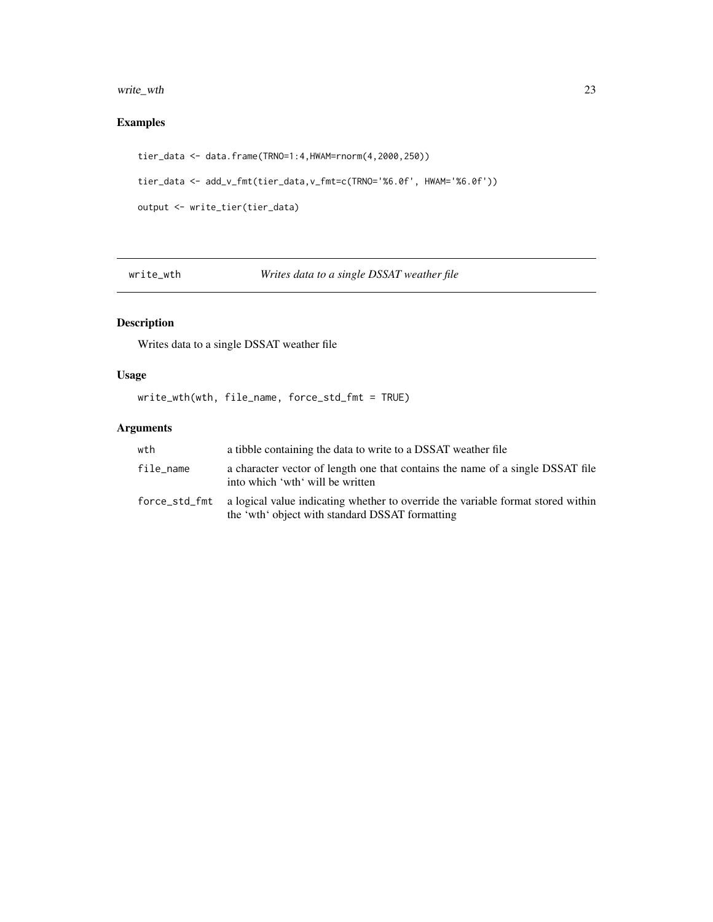## Examples

```
tier_data <- data.frame(TRNO=1:4,HWAM=rnorm(4,2000,250))

tier_data <- add_v_fmt(tier_data,v_fmt=c(TRNO='%6.0f', HWAM='%6.0f'))

output <- write_tier(tier_data)
```

---

# write_wth *Writes data to a single DSSAT weather file*

---

## Description

Writes data to a single DSSAT weather file

## Usage

```
write_wth(wth, file_name, force_std_fmt = TRUE)
```

## Arguments

| | |
|---|---|
| wth | a tibble containing the data to write to a DSSAT weather file |
| file_name | a character vector of length one that contains the name of a single DSSAT file into which 'wth' will be written |
| force_std_fmt | a logical value indicating whether to override the variable format stored within the 'wth' object with standard DSSAT formatting |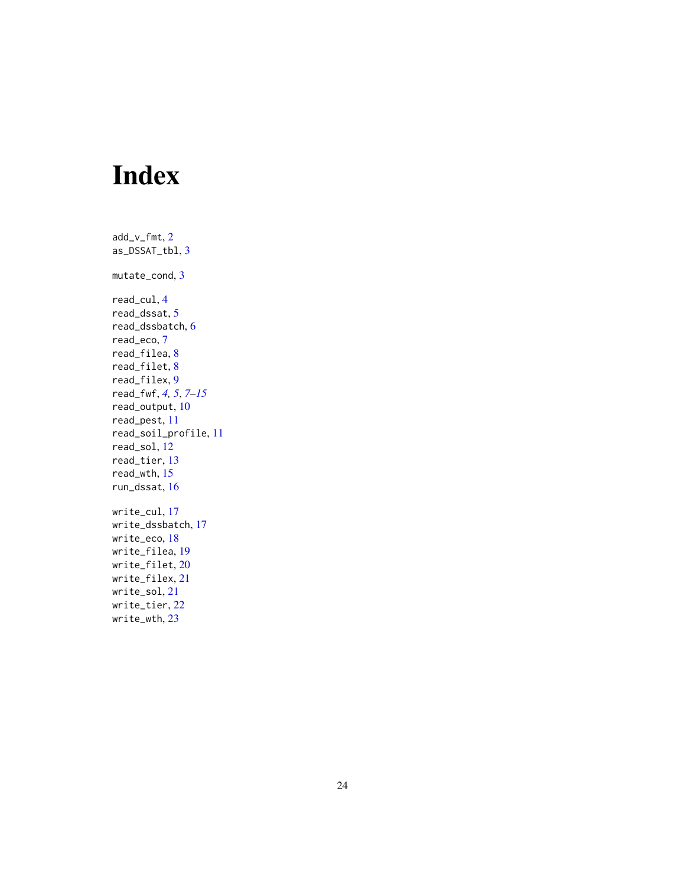# Index

add_v_fmt, 2
as_DSSAT_tbl, 3

mutate_cond, 3

read_cul, 4
read_dssat, 5
read_dssbatch, 6
read_eco, 7
read_filea, 8
read_filet, 8
read_filex, 9
read_fwf, *4, 5*, *7–15*
read_output, 10
read_pest, 11
read_soil_profile, 11
read_sol, 12
read_tier, 13
read_wth, 15
run_dssat, 16

write_cul, 17
write_dssbatch, 17
write_eco, 18
write_filea, 19
write_filet, 20
write_filex, 21
write_sol, 21
write_tier, 22
write_wth, 23